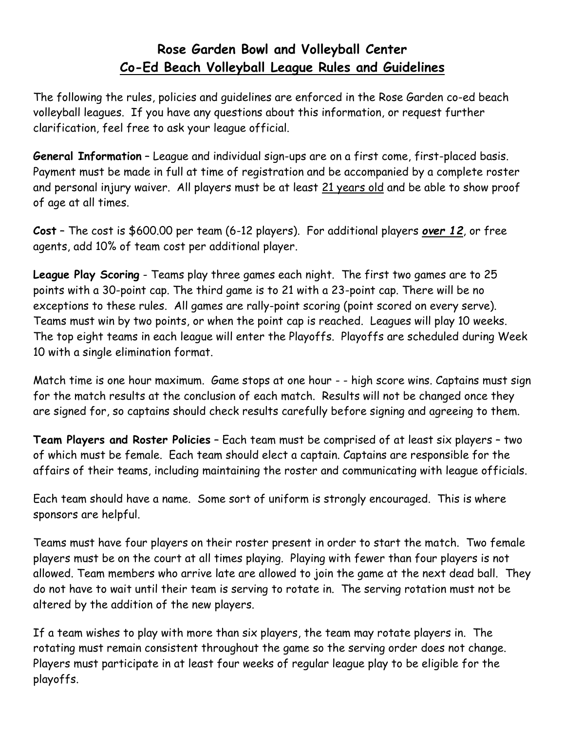# Rose Garden Bowl and Volleyball Center
## Co-Ed Beach Volleyball League Rules and Guidelines

The following the rules, policies and guidelines are enforced in the Rose Garden co-ed beach volleyball leagues. If you have any questions about this information, or request further clarification, feel free to ask your league official.

**General Information** – League and individual sign-ups are on a first come, first-placed basis. Payment must be made in full at time of registration and be accompanied by a complete roster and personal injury waiver. All players must be at least 21 years old and be able to show proof of age at all times.

**Cost** – The cost is $600.00 per team (6-12 players). For additional players ***over 12***, or free agents, add 10% of team cost per additional player.

**League Play Scoring** - Teams play three games each night. The first two games are to 25 points with a 30-point cap. The third game is to 21 with a 23-point cap. There will be no exceptions to these rules. All games are rally-point scoring (point scored on every serve). Teams must win by two points, or when the point cap is reached. Leagues will play 10 weeks. The top eight teams in each league will enter the Playoffs. Playoffs are scheduled during Week 10 with a single elimination format.

Match time is one hour maximum. Game stops at one hour - - high score wins. Captains must sign for the match results at the conclusion of each match. Results will not be changed once they are signed for, so captains should check results carefully before signing and agreeing to them.

**Team Players and Roster Policies** – Each team must be comprised of at least six players – two of which must be female. Each team should elect a captain. Captains are responsible for the affairs of their teams, including maintaining the roster and communicating with league officials.

Each team should have a name. Some sort of uniform is strongly encouraged. This is where sponsors are helpful.

Teams must have four players on their roster present in order to start the match. Two female players must be on the court at all times playing. Playing with fewer than four players is not allowed. Team members who arrive late are allowed to join the game at the next dead ball. They do not have to wait until their team is serving to rotate in. The serving rotation must not be altered by the addition of the new players.

If a team wishes to play with more than six players, the team may rotate players in. The rotating must remain consistent throughout the game so the serving order does not change. Players must participate in at least four weeks of regular league play to be eligible for the playoffs.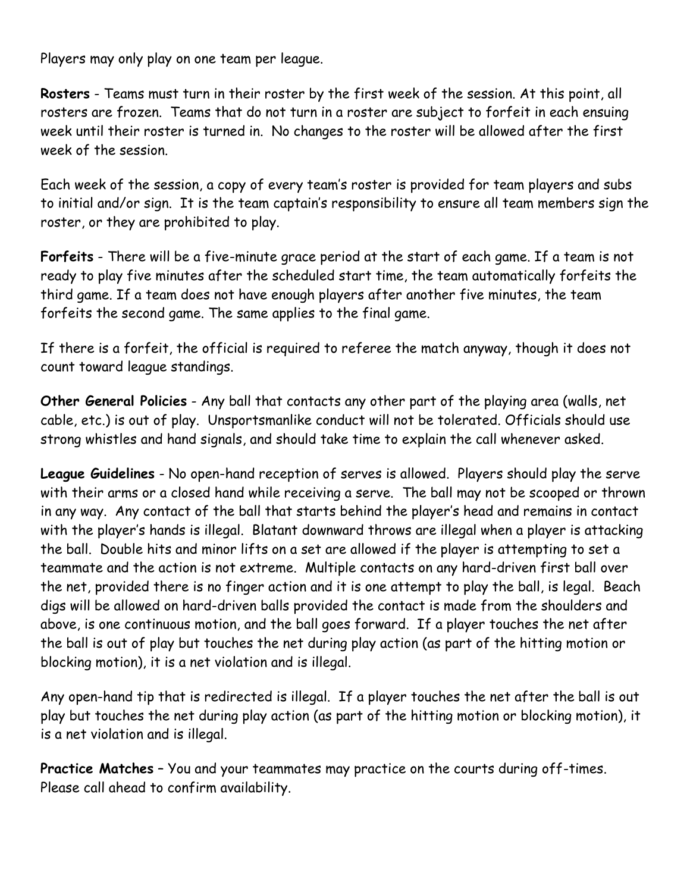Players may only play on one team per league.

**Rosters** - Teams must turn in their roster by the first week of the session. At this point, all rosters are frozen. Teams that do not turn in a roster are subject to forfeit in each ensuing week until their roster is turned in. No changes to the roster will be allowed after the first week of the session.

Each week of the session, a copy of every team's roster is provided for team players and subs to initial and/or sign. It is the team captain's responsibility to ensure all team members sign the roster, or they are prohibited to play.

**Forfeits** - There will be a five-minute grace period at the start of each game. If a team is not ready to play five minutes after the scheduled start time, the team automatically forfeits the third game. If a team does not have enough players after another five minutes, the team forfeits the second game. The same applies to the final game.

If there is a forfeit, the official is required to referee the match anyway, though it does not count toward league standings.

**Other General Policies** - Any ball that contacts any other part of the playing area (walls, net cable, etc.) is out of play. Unsportsmanlike conduct will not be tolerated. Officials should use strong whistles and hand signals, and should take time to explain the call whenever asked.

**League Guidelines** - No open-hand reception of serves is allowed. Players should play the serve with their arms or a closed hand while receiving a serve. The ball may not be scooped or thrown in any way. Any contact of the ball that starts behind the player's head and remains in contact with the player's hands is illegal. Blatant downward throws are illegal when a player is attacking the ball. Double hits and minor lifts on a set are allowed if the player is attempting to set a teammate and the action is not extreme. Multiple contacts on any hard-driven first ball over the net, provided there is no finger action and it is one attempt to play the ball, is legal. Beach digs will be allowed on hard-driven balls provided the contact is made from the shoulders and above, is one continuous motion, and the ball goes forward. If a player touches the net after the ball is out of play but touches the net during play action (as part of the hitting motion or blocking motion), it is a net violation and is illegal.

Any open-hand tip that is redirected is illegal. If a player touches the net after the ball is out play but touches the net during play action (as part of the hitting motion or blocking motion), it is a net violation and is illegal.

**Practice Matches** – You and your teammates may practice on the courts during off-times. Please call ahead to confirm availability.